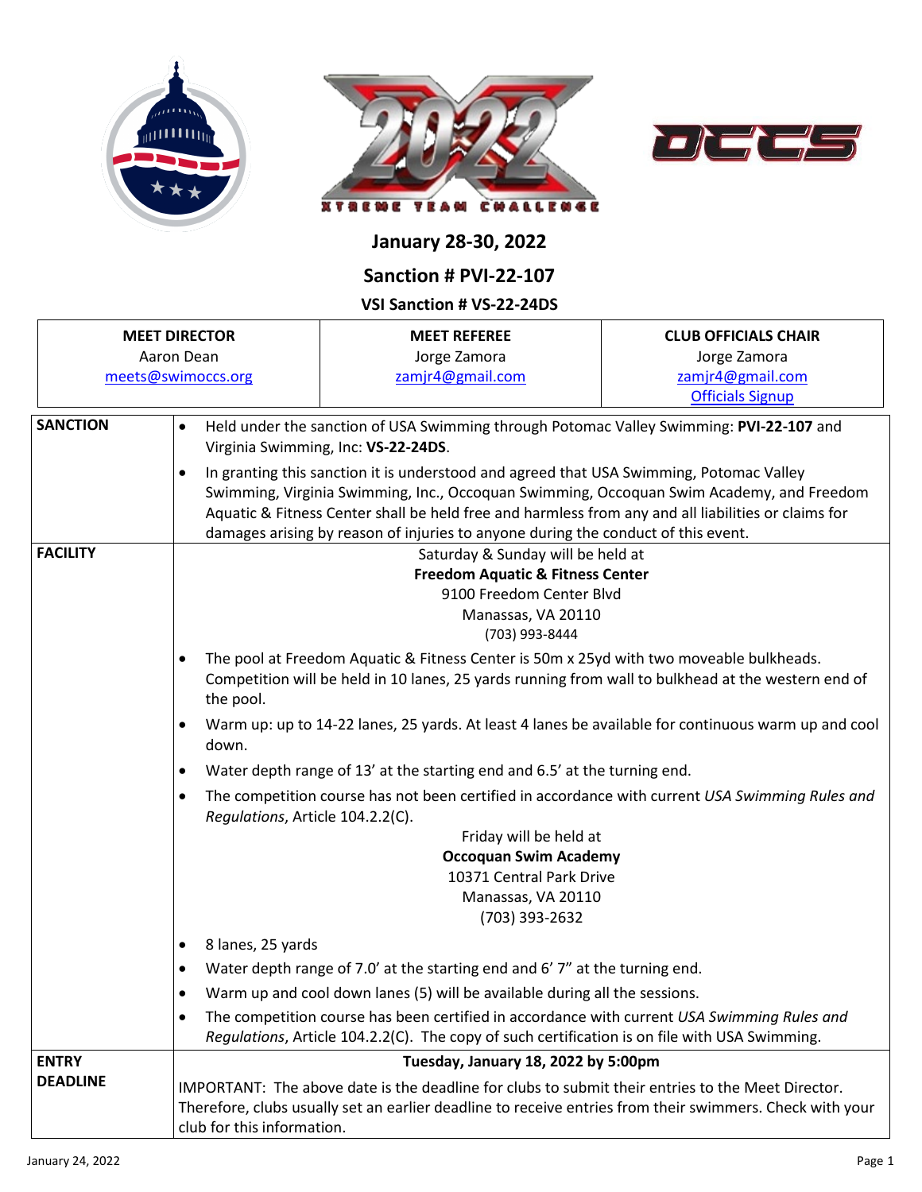# January 28-30, 2022

## Sanction # PVI-22-107

### VSI Sanction # VS-22-24DS

| MEET DIRECTOR | MEET REFEREE | CLUB OFFICIALS CHAIR |
|---|---|---|
| Aaron Dean<br>meets@swimoccs.org | Jorge Zamora<br>zamjr4@gmail.com | Jorge Zamora<br>zamjr4@gmail.com<br>Officials Signup |

| | |
|---|---|
| **SANCTION** | • Held under the sanction of USA Swimming through Potomac Valley Swimming: **PVI-22-107** and Virginia Swimming, Inc: **VS-22-24DS**.<br>• In granting this sanction it is understood and agreed that USA Swimming, Potomac Valley Swimming, Virginia Swimming, Inc., Occoquan Swimming, Occoquan Swim Academy, and Freedom Aquatic & Fitness Center shall be held free and harmless from any and all liabilities or claims for damages arising by reason of injuries to anyone during the conduct of this event. |
| **FACILITY** | Saturday & Sunday will be held at<br>**Freedom Aquatic & Fitness Center**<br>9100 Freedom Center Blvd<br>Manassas, VA 20110<br>(703) 993-8444<br>• The pool at Freedom Aquatic & Fitness Center is 50m x 25yd with two moveable bulkheads. Competition will be held in 10 lanes, 25 yards running from wall to bulkhead at the western end of the pool.<br>• Warm up: up to 14-22 lanes, 25 yards. At least 4 lanes be available for continuous warm up and cool down.<br>• Water depth range of 13' at the starting end and 6.5' at the turning end.<br>• The competition course has not been certified in accordance with current *USA Swimming Rules and Regulations*, Article 104.2.2(C).<br>Friday will be held at<br>**Occoquan Swim Academy**<br>10371 Central Park Drive<br>Manassas, VA 20110<br>(703) 393-2632<br>• 8 lanes, 25 yards<br>• Water depth range of 7.0' at the starting end and 6' 7" at the turning end.<br>• Warm up and cool down lanes (5) will be available during all the sessions.<br>• The competition course has been certified in accordance with current *USA Swimming Rules and Regulations*, Article 104.2.2(C). The copy of such certification is on file with USA Swimming. |
| **ENTRY DEADLINE** | **Tuesday, January 18, 2022 by 5:00pm**<br>IMPORTANT: The above date is the deadline for clubs to submit their entries to the Meet Director. Therefore, clubs usually set an earlier deadline to receive entries from their swimmers. Check with your club for this information. |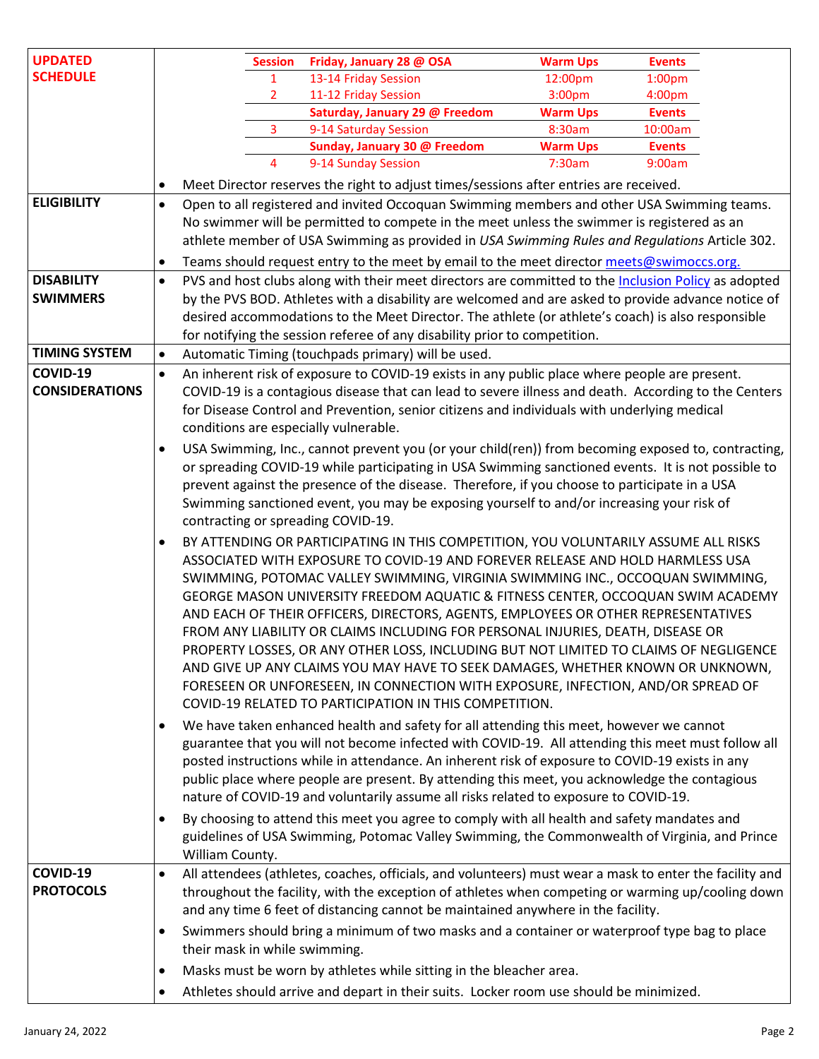**UPDATED SCHEDULE**

| Session | Friday, January 28 @ OSA | Warm Ups | Events |
|---|---|---|---|
| 1 | 13-14 Friday Session | 12:00pm | 1:00pm |
| 2 | 11-12 Friday Session | 3:00pm | 4:00pm |
| | **Saturday, January 29 @ Freedom** | **Warm Ups** | **Events** |
| 3 | 9-14 Saturday Session | 8:30am | 10:00am |
| | **Sunday, January 30 @ Freedom** | **Warm Ups** | **Events** |
| 4 | 9-14 Sunday Session | 7:30am | 9:00am |

- Meet Director reserves the right to adjust times/sessions after entries are received.

**ELIGIBILITY**

- Open to all registered and invited Occoquan Swimming members and other USA Swimming teams. No swimmer will be permitted to compete in the meet unless the swimmer is registered as an athlete member of USA Swimming as provided in *USA Swimming Rules and Regulations* Article 302.
- Teams should request entry to the meet by email to the meet director meets@swimoccs.org.

**DISABILITY SWIMMERS**

- PVS and host clubs along with their meet directors are committed to the Inclusion Policy as adopted by the PVS BOD. Athletes with a disability are welcomed and are asked to provide advance notice of desired accommodations to the Meet Director. The athlete (or athlete's coach) is also responsible for notifying the session referee of any disability prior to competition.

**TIMING SYSTEM**

- Automatic Timing (touchpads primary) will be used.

**COVID-19 CONSIDERATIONS**

- An inherent risk of exposure to COVID-19 exists in any public place where people are present. COVID-19 is a contagious disease that can lead to severe illness and death. According to the Centers for Disease Control and Prevention, senior citizens and individuals with underlying medical conditions are especially vulnerable.
- USA Swimming, Inc., cannot prevent you (or your child(ren)) from becoming exposed to, contracting, or spreading COVID-19 while participating in USA Swimming sanctioned events. It is not possible to prevent against the presence of the disease. Therefore, if you choose to participate in a USA Swimming sanctioned event, you may be exposing yourself to and/or increasing your risk of contracting or spreading COVID-19.
- BY ATTENDING OR PARTICIPATING IN THIS COMPETITION, YOU VOLUNTARILY ASSUME ALL RISKS ASSOCIATED WITH EXPOSURE TO COVID-19 AND FOREVER RELEASE AND HOLD HARMLESS USA SWIMMING, POTOMAC VALLEY SWIMMING, VIRGINIA SWIMMING INC., OCCOQUAN SWIMMING, GEORGE MASON UNIVERSITY FREEDOM AQUATIC & FITNESS CENTER, OCCOQUAN SWIM ACADEMY AND EACH OF THEIR OFFICERS, DIRECTORS, AGENTS, EMPLOYEES OR OTHER REPRESENTATIVES FROM ANY LIABILITY OR CLAIMS INCLUDING FOR PERSONAL INJURIES, DEATH, DISEASE OR PROPERTY LOSSES, OR ANY OTHER LOSS, INCLUDING BUT NOT LIMITED TO CLAIMS OF NEGLIGENCE AND GIVE UP ANY CLAIMS YOU MAY HAVE TO SEEK DAMAGES, WHETHER KNOWN OR UNKNOWN, FORESEEN OR UNFORESEEN, IN CONNECTION WITH EXPOSURE, INFECTION, AND/OR SPREAD OF COVID-19 RELATED TO PARTICIPATION IN THIS COMPETITION.
- We have taken enhanced health and safety for all attending this meet, however we cannot guarantee that you will not become infected with COVID-19. All attending this meet must follow all posted instructions while in attendance. An inherent risk of exposure to COVID-19 exists in any public place where people are present. By attending this meet, you acknowledge the contagious nature of COVID-19 and voluntarily assume all risks related to exposure to COVID-19.
- By choosing to attend this meet you agree to comply with all health and safety mandates and guidelines of USA Swimming, Potomac Valley Swimming, the Commonwealth of Virginia, and Prince William County.

**COVID-19 PROTOCOLS**

- All attendees (athletes, coaches, officials, and volunteers) must wear a mask to enter the facility and throughout the facility, with the exception of athletes when competing or warming up/cooling down and any time 6 feet of distancing cannot be maintained anywhere in the facility.
- Swimmers should bring a minimum of two masks and a container or waterproof type bag to place their mask in while swimming.
- Masks must be worn by athletes while sitting in the bleacher area.
- Athletes should arrive and depart in their suits. Locker room use should be minimized.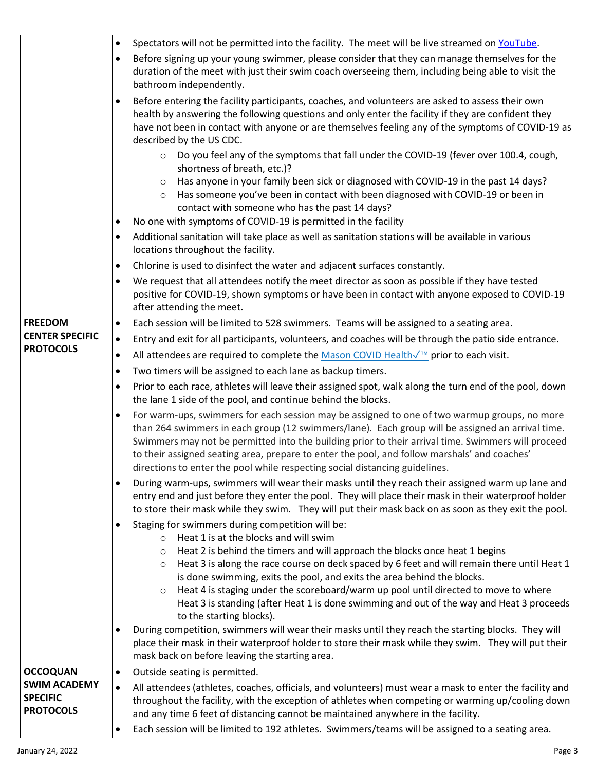| | |
|---|---|
| | • Spectators will not be permitted into the facility. The meet will be live streamed on [YouTube](). <br>• Before signing up your young swimmer, please consider that they can manage themselves for the duration of the meet with just their swim coach overseeing them, including being able to visit the bathroom independently. <br>• Before entering the facility participants, coaches, and volunteers are asked to assess their own health by answering the following questions and only enter the facility if they are confident they have not been in contact with anyone or are themselves feeling any of the symptoms of COVID-19 as described by the US CDC. <br>  ○ Do you feel any of the symptoms that fall under the COVID-19 (fever over 100.4, cough, shortness of breath, etc.)? <br>  ○ Has anyone in your family been sick or diagnosed with COVID-19 in the past 14 days? <br>  ○ Has someone you've been in contact with been diagnosed with COVID-19 or been in contact with someone who has the past 14 days? <br>• No one with symptoms of COVID-19 is permitted in the facility <br>• Additional sanitation will take place as well as sanitation stations will be available in various locations throughout the facility. <br>• Chlorine is used to disinfect the water and adjacent surfaces constantly. <br>• We request that all attendees notify the meet director as soon as possible if they have tested positive for COVID-19, shown symptoms or have been in contact with anyone exposed to COVID-19 after attending the meet. |
| **FREEDOM CENTER SPECIFIC PROTOCOLS** | • Each session will be limited to 528 swimmers. Teams will be assigned to a seating area. <br>• Entry and exit for all participants, volunteers, and coaches will be through the patio side entrance. <br>• All attendees are required to complete the [Mason COVID Health✓™]() prior to each visit. <br>• Two timers will be assigned to each lane as backup timers. <br>• Prior to each race, athletes will leave their assigned spot, walk along the turn end of the pool, down the lane 1 side of the pool, and continue behind the blocks. <br>• For warm-ups, swimmers for each session may be assigned to one of two warmup groups, no more than 264 swimmers in each group (12 swimmers/lane). Each group will be assigned an arrival time. Swimmers may not be permitted into the building prior to their arrival time. Swimmers will proceed to their assigned seating area, prepare to enter the pool, and follow marshals' and coaches' directions to enter the pool while respecting social distancing guidelines. <br>• During warm-ups, swimmers will wear their masks until they reach their assigned warm up lane and entry end and just before they enter the pool. They will place their mask in their waterproof holder to store their mask while they swim. They will put their mask back on as soon as they exit the pool. <br>• Staging for swimmers during competition will be: <br>  ○ Heat 1 is at the blocks and will swim <br>  ○ Heat 2 is behind the timers and will approach the blocks once heat 1 begins <br>  ○ Heat 3 is along the race course on deck spaced by 6 feet and will remain there until Heat 1 is done swimming, exits the pool, and exits the area behind the blocks. <br>  ○ Heat 4 is staging under the scoreboard/warm up pool until directed to move to where Heat 3 is standing (after Heat 1 is done swimming and out of the way and Heat 3 proceeds to the starting blocks). <br>• During competition, swimmers will wear their masks until they reach the starting blocks. They will place their mask in their waterproof holder to store their mask while they swim. They will put their mask back on before leaving the starting area. |
| **OCCOQUAN SWIM ACADEMY SPECIFIC PROTOCOLS** | • Outside seating is permitted. <br>• All attendees (athletes, coaches, officials, and volunteers) must wear a mask to enter the facility and throughout the facility, with the exception of athletes when competing or warming up/cooling down and any time 6 feet of distancing cannot be maintained anywhere in the facility. <br>• Each session will be limited to 192 athletes. Swimmers/teams will be assigned to a seating area. |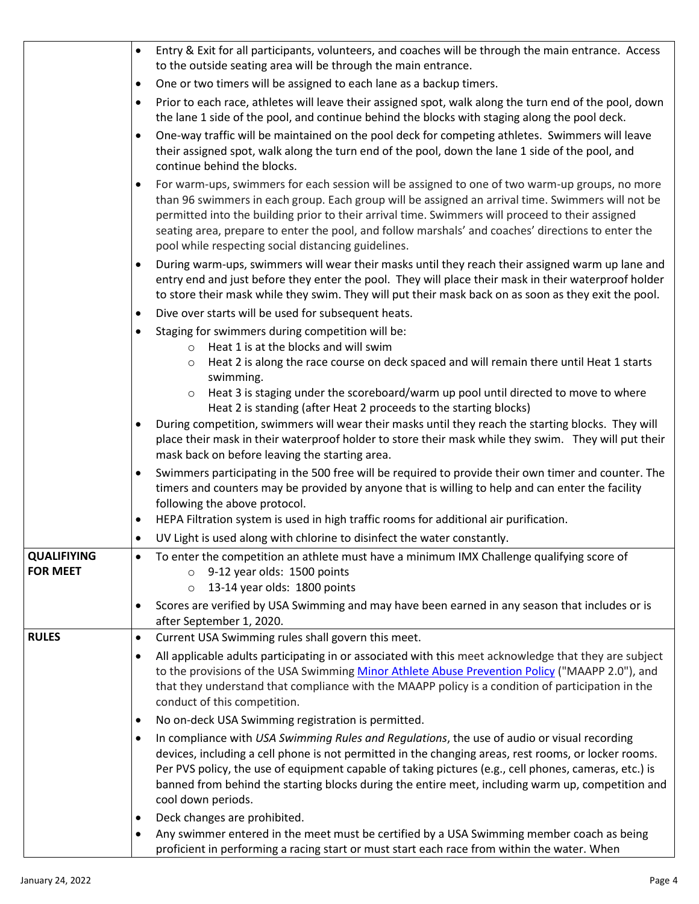| | |
|---|---|
| | • Entry & Exit for all participants, volunteers, and coaches will be through the main entrance. Access to the outside seating area will be through the main entrance.<br>• One or two timers will be assigned to each lane as a backup timers.<br>• Prior to each race, athletes will leave their assigned spot, walk along the turn end of the pool, down the lane 1 side of the pool, and continue behind the blocks with staging along the pool deck.<br>• One-way traffic will be maintained on the pool deck for competing athletes. Swimmers will leave their assigned spot, walk along the turn end of the pool, down the lane 1 side of the pool, and continue behind the blocks.<br>• For warm-ups, swimmers for each session will be assigned to one of two warm-up groups, no more than 96 swimmers in each group. Each group will be assigned an arrival time. Swimmers will not be permitted into the building prior to their arrival time. Swimmers will proceed to their assigned seating area, prepare to enter the pool, and follow marshals' and coaches' directions to enter the pool while respecting social distancing guidelines.<br>• During warm-ups, swimmers will wear their masks until they reach their assigned warm up lane and entry end and just before they enter the pool. They will place their mask in their waterproof holder to store their mask while they swim. They will put their mask back on as soon as they exit the pool.<br>• Dive over starts will be used for subsequent heats.<br>• Staging for swimmers during competition will be:<br>&nbsp;&nbsp;&nbsp;&nbsp;○ Heat 1 is at the blocks and will swim<br>&nbsp;&nbsp;&nbsp;&nbsp;○ Heat 2 is along the race course on deck spaced and will remain there until Heat 1 starts swimming.<br>&nbsp;&nbsp;&nbsp;&nbsp;○ Heat 3 is staging under the scoreboard/warm up pool until directed to move to where Heat 2 is standing (after Heat 2 proceeds to the starting blocks)<br>• During competition, swimmers will wear their masks until they reach the starting blocks. They will place their mask in their waterproof holder to store their mask while they swim. They will put their mask back on before leaving the starting area.<br>• Swimmers participating in the 500 free will be required to provide their own timer and counter. The timers and counters may be provided by anyone that is willing to help and can enter the facility following the above protocol.<br>• HEPA Filtration system is used in high traffic rooms for additional air purification.<br>• UV Light is used along with chlorine to disinfect the water constantly. |
| **QUALIFIYING FOR MEET** | • To enter the competition an athlete must have a minimum IMX Challenge qualifying score of<br>&nbsp;&nbsp;&nbsp;&nbsp;○ 9-12 year olds: 1500 points<br>&nbsp;&nbsp;&nbsp;&nbsp;○ 13-14 year olds: 1800 points<br>• Scores are verified by USA Swimming and may have been earned in any season that includes or is after September 1, 2020. |
| **RULES** | • Current USA Swimming rules shall govern this meet.<br>• All applicable adults participating in or associated with this meet acknowledge that they are subject to the provisions of the USA Swimming Minor Athlete Abuse Prevention Policy ("MAAPP 2.0"), and that they understand that compliance with the MAAPP policy is a condition of participation in the conduct of this competition.<br>• No on-deck USA Swimming registration is permitted.<br>• In compliance with *USA Swimming Rules and Regulations*, the use of audio or visual recording devices, including a cell phone is not permitted in the changing areas, rest rooms, or locker rooms. Per PVS policy, the use of equipment capable of taking pictures (e.g., cell phones, cameras, etc.) is banned from behind the starting blocks during the entire meet, including warm up, competition and cool down periods.<br>• Deck changes are prohibited.<br>• Any swimmer entered in the meet must be certified by a USA Swimming member coach as being proficient in performing a racing start or must start each race from within the water. When |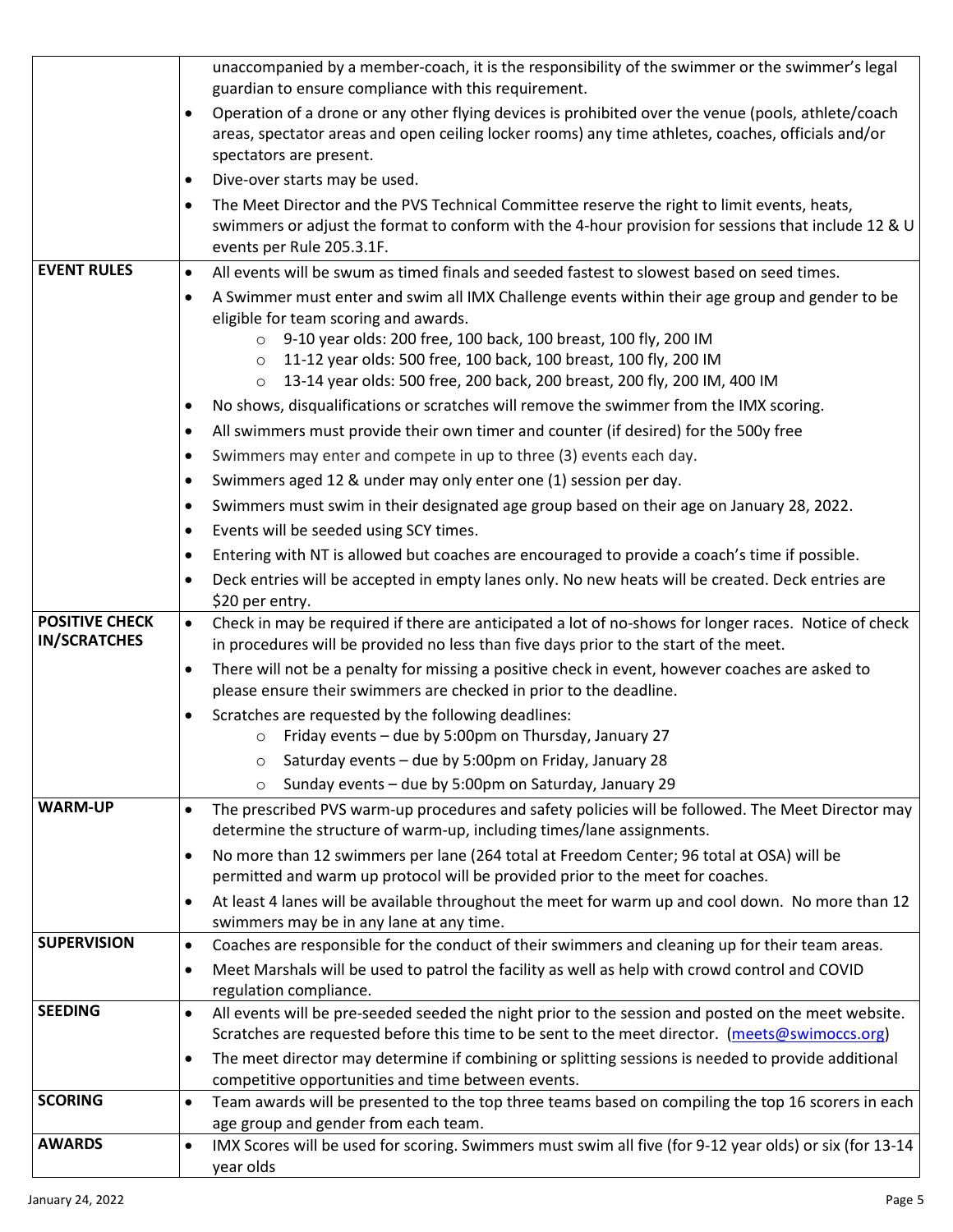| | |
|---|---|
| | unaccompanied by a member-coach, it is the responsibility of the swimmer or the swimmer's legal guardian to ensure compliance with this requirement.<br>• Operation of a drone or any other flying devices is prohibited over the venue (pools, athlete/coach areas, spectator areas and open ceiling locker rooms) any time athletes, coaches, officials and/or spectators are present.<br>• Dive-over starts may be used.<br>• The Meet Director and the PVS Technical Committee reserve the right to limit events, heats, swimmers or adjust the format to conform with the 4-hour provision for sessions that include 12 & U events per Rule 205.3.1F. |
| **EVENT RULES** | • All events will be swum as timed finals and seeded fastest to slowest based on seed times.<br>• A Swimmer must enter and swim all IMX Challenge events within their age group and gender to be eligible for team scoring and awards.<br>  ○ 9-10 year olds: 200 free, 100 back, 100 breast, 100 fly, 200 IM<br>  ○ 11-12 year olds: 500 free, 100 back, 100 breast, 100 fly, 200 IM<br>  ○ 13-14 year olds: 500 free, 200 back, 200 breast, 200 fly, 200 IM, 400 IM<br>• No shows, disqualifications or scratches will remove the swimmer from the IMX scoring.<br>• All swimmers must provide their own timer and counter (if desired) for the 500y free<br>• Swimmers may enter and compete in up to three (3) events each day.<br>• Swimmers aged 12 & under may only enter one (1) session per day.<br>• Swimmers must swim in their designated age group based on their age on January 28, 2022.<br>• Events will be seeded using SCY times.<br>• Entering with NT is allowed but coaches are encouraged to provide a coach's time if possible.<br>• Deck entries will be accepted in empty lanes only. No new heats will be created. Deck entries are $20 per entry. |
| **POSITIVE CHECK IN/SCRATCHES** | • Check in may be required if there are anticipated a lot of no-shows for longer races. Notice of check in procedures will be provided no less than five days prior to the start of the meet.<br>• There will not be a penalty for missing a positive check in event, however coaches are asked to please ensure their swimmers are checked in prior to the deadline.<br>• Scratches are requested by the following deadlines:<br>  ○ Friday events – due by 5:00pm on Thursday, January 27<br>  ○ Saturday events – due by 5:00pm on Friday, January 28<br>  ○ Sunday events – due by 5:00pm on Saturday, January 29 |
| **WARM-UP** | • The prescribed PVS warm-up procedures and safety policies will be followed. The Meet Director may determine the structure of warm-up, including times/lane assignments.<br>• No more than 12 swimmers per lane (264 total at Freedom Center; 96 total at OSA) will be permitted and warm up protocol will be provided prior to the meet for coaches.<br>• At least 4 lanes will be available throughout the meet for warm up and cool down. No more than 12 swimmers may be in any lane at any time. |
| **SUPERVISION** | • Coaches are responsible for the conduct of their swimmers and cleaning up for their team areas.<br>• Meet Marshals will be used to patrol the facility as well as help with crowd control and COVID regulation compliance. |
| **SEEDING** | • All events will be pre-seeded seeded the night prior to the session and posted on the meet website. Scratches are requested before this time to be sent to the meet director. (meets@swimoccs.org)<br>• The meet director may determine if combining or splitting sessions is needed to provide additional competitive opportunities and time between events. |
| **SCORING** | • Team awards will be presented to the top three teams based on compiling the top 16 scorers in each age group and gender from each team. |
| **AWARDS** | • IMX Scores will be used for scoring. Swimmers must swim all five (for 9-12 year olds) or six (for 13-14 year olds |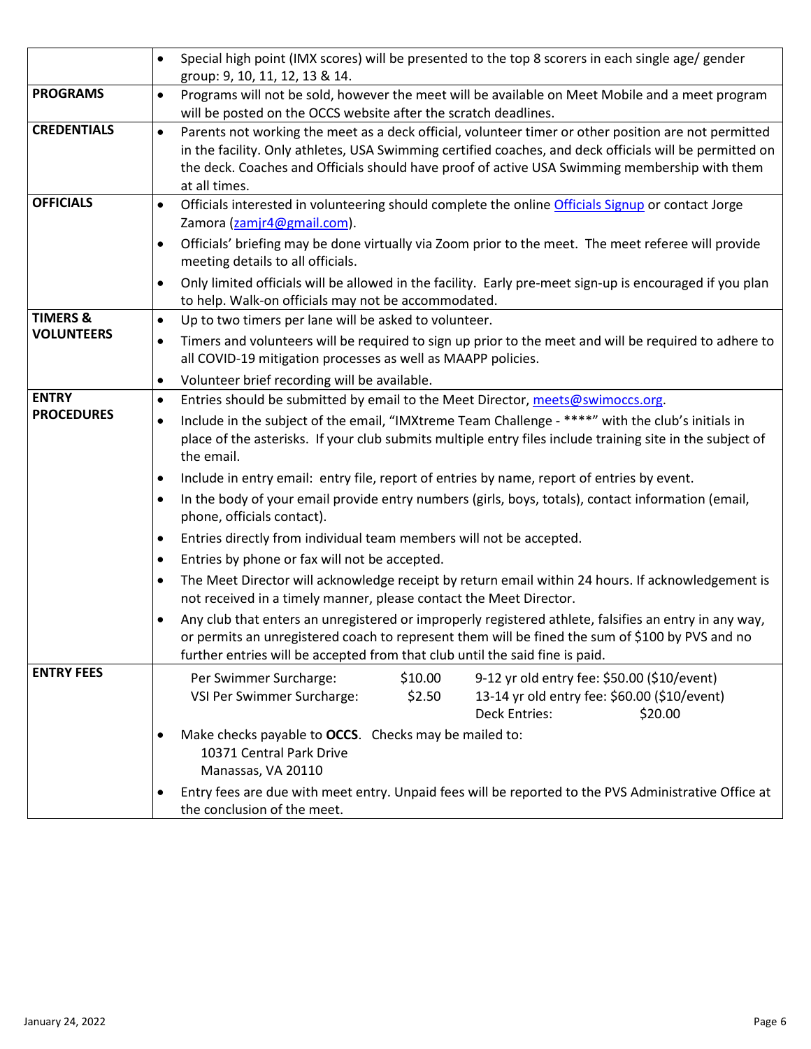| | |
|---|---|
| | • Special high point (IMX scores) will be presented to the top 8 scorers in each single age/ gender group: 9, 10, 11, 12, 13 & 14. |
| **PROGRAMS** | • Programs will not be sold, however the meet will be available on Meet Mobile and a meet program will be posted on the OCCS website after the scratch deadlines. |
| **CREDENTIALS** | • Parents not working the meet as a deck official, volunteer timer or other position are not permitted in the facility. Only athletes, USA Swimming certified coaches, and deck officials will be permitted on the deck. Coaches and Officials should have proof of active USA Swimming membership with them at all times. |
| **OFFICIALS** | • Officials interested in volunteering should complete the online Officials Signup or contact Jorge Zamora (zamjr4@gmail.com).<br>• Officials' briefing may be done virtually via Zoom prior to the meet. The meet referee will provide meeting details to all officials.<br>• Only limited officials will be allowed in the facility. Early pre-meet sign-up is encouraged if you plan to help. Walk-on officials may not be accommodated. |
| **TIMERS & VOLUNTEERS** | • Up to two timers per lane will be asked to volunteer.<br>• Timers and volunteers will be required to sign up prior to the meet and will be required to adhere to all COVID-19 mitigation processes as well as MAAPP policies.<br>• Volunteer brief recording will be available. |
| **ENTRY PROCEDURES** | • Entries should be submitted by email to the Meet Director, meets@swimoccs.org.<br>• Include in the subject of the email, "IMXtreme Team Challenge - ****" with the club's initials in place of the asterisks. If your club submits multiple entry files include training site in the subject of the email.<br>• Include in entry email: entry file, report of entries by name, report of entries by event.<br>• In the body of your email provide entry numbers (girls, boys, totals), contact information (email, phone, officials contact).<br>• Entries directly from individual team members will not be accepted.<br>• Entries by phone or fax will not be accepted.<br>• The Meet Director will acknowledge receipt by return email within 24 hours. If acknowledgement is not received in a timely manner, please contact the Meet Director.<br>• Any club that enters an unregistered or improperly registered athlete, falsifies an entry in any way, or permits an unregistered coach to represent them will be fined the sum of $100 by PVS and no further entries will be accepted from that club until the said fine is paid. |
| **ENTRY FEES** | Per Swimmer Surcharge: $10.00 — 9-12 yr old entry fee: $50.00 ($10/event)<br>VSI Per Swimmer Surcharge: $2.50 — 13-14 yr old entry fee: $60.00 ($10/event)<br>Deck Entries: $20.00<br>• Make checks payable to **OCCS**. Checks may be mailed to:<br>10371 Central Park Drive<br>Manassas, VA 20110<br>• Entry fees are due with meet entry. Unpaid fees will be reported to the PVS Administrative Office at the conclusion of the meet. |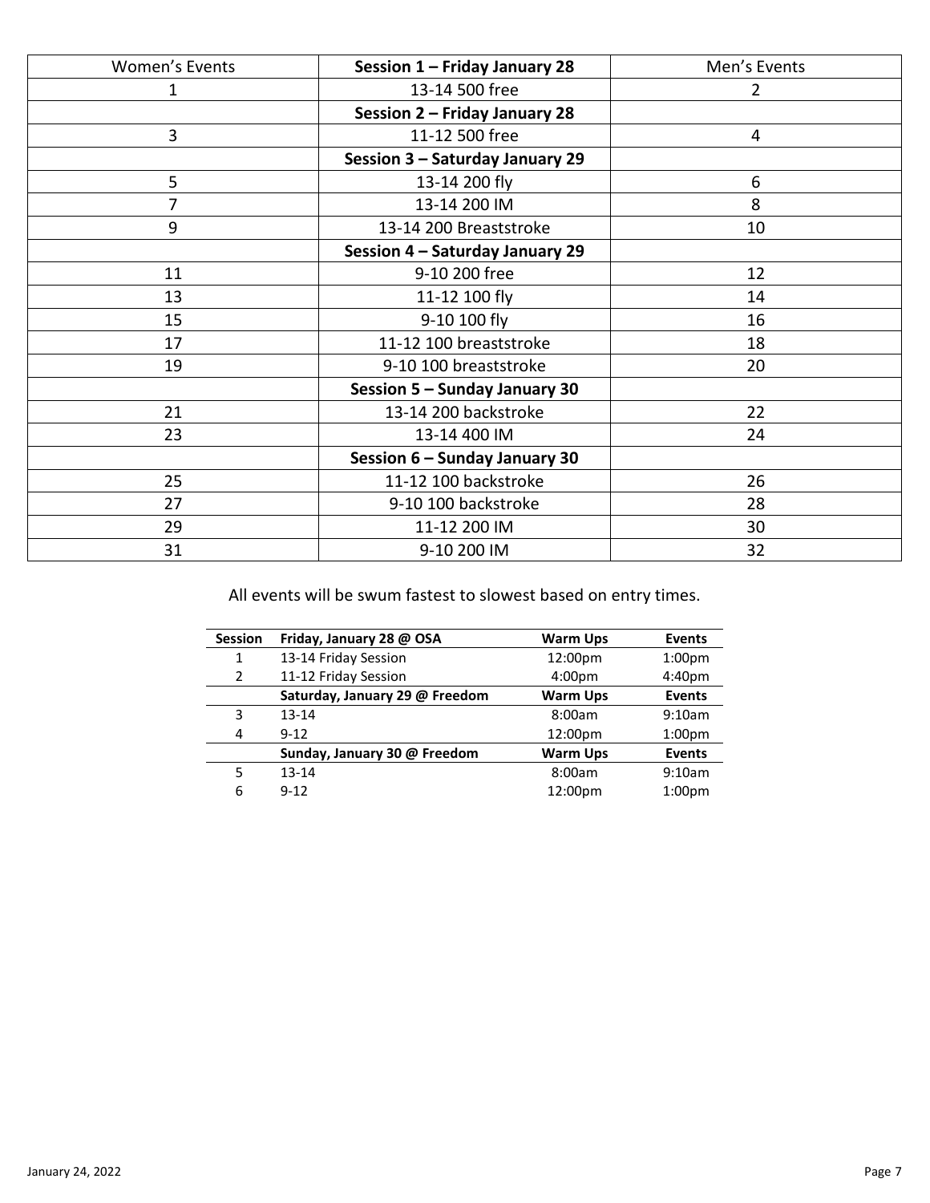| Women's Events | Session 1 – Friday January 28 | Men's Events |
|---|---|---|
| 1 | 13-14 500 free | 2 |
| | **Session 2 – Friday January 28** | |
| 3 | 11-12 500 free | 4 |
| | **Session 3 – Saturday January 29** | |
| 5 | 13-14 200 fly | 6 |
| 7 | 13-14 200 IM | 8 |
| 9 | 13-14 200 Breaststroke | 10 |
| | **Session 4 – Saturday January 29** | |
| 11 | 9-10 200 free | 12 |
| 13 | 11-12 100 fly | 14 |
| 15 | 9-10 100 fly | 16 |
| 17 | 11-12 100 breaststroke | 18 |
| 19 | 9-10 100 breaststroke | 20 |
| | **Session 5 – Sunday January 30** | |
| 21 | 13-14 200 backstroke | 22 |
| 23 | 13-14 400 IM | 24 |
| | **Session 6 – Sunday January 30** | |
| 25 | 11-12 100 backstroke | 26 |
| 27 | 9-10 100 backstroke | 28 |
| 29 | 11-12 200 IM | 30 |
| 31 | 9-10 200 IM | 32 |

All events will be swum fastest to slowest based on entry times.

| Session | Friday, January 28 @ OSA | Warm Ups | Events |
|---|---|---|---|
| 1 | 13-14 Friday Session | 12:00pm | 1:00pm |
| 2 | 11-12 Friday Session | 4:00pm | 4:40pm |
| | **Saturday, January 29 @ Freedom** | **Warm Ups** | **Events** |
| 3 | 13-14 | 8:00am | 9:10am |
| 4 | 9-12 | 12:00pm | 1:00pm |
| | **Sunday, January 30 @ Freedom** | **Warm Ups** | **Events** |
| 5 | 13-14 | 8:00am | 9:10am |
| 6 | 9-12 | 12:00pm | 1:00pm |